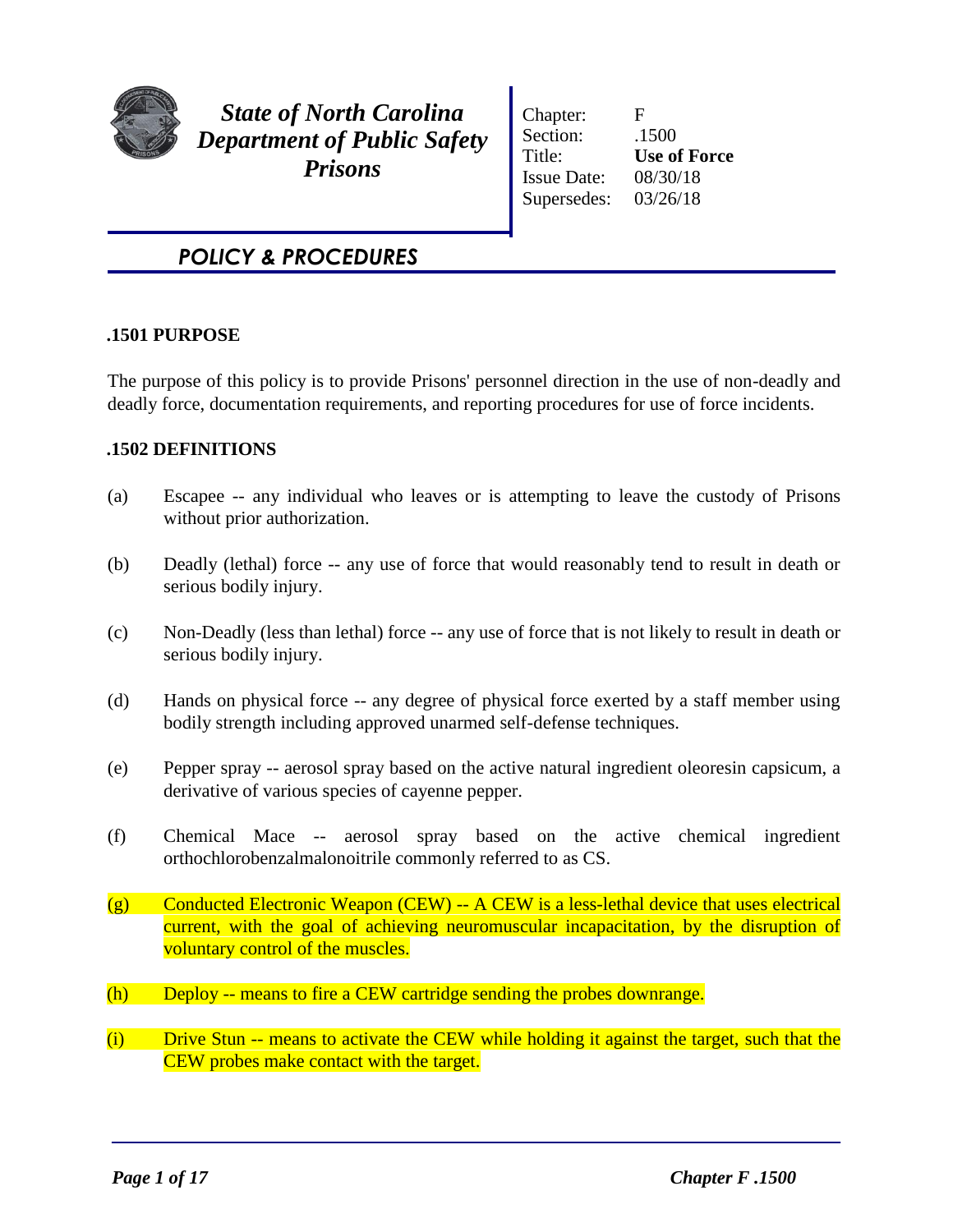**State of North Carolina**
**Department of Public Safety**
**Prisons**

| | |
|---|---|
| Chapter: | F |
| Section: | .1500 |
| Title: | **Use of Force** |
| Issue Date: | 08/30/18 |
| Supersedes: | 03/26/18 |

## POLICY & PROCEDURES

### .1501 PURPOSE

The purpose of this policy is to provide Prisons' personnel direction in the use of non-deadly and deadly force, documentation requirements, and reporting procedures for use of force incidents.

### .1502 DEFINITIONS

(a) Escapee -- any individual who leaves or is attempting to leave the custody of Prisons without prior authorization.

(b) Deadly (lethal) force -- any use of force that would reasonably tend to result in death or serious bodily injury.

(c) Non-Deadly (less than lethal) force -- any use of force that is not likely to result in death or serious bodily injury.

(d) Hands on physical force -- any degree of physical force exerted by a staff member using bodily strength including approved unarmed self-defense techniques.

(e) Pepper spray -- aerosol spray based on the active natural ingredient oleoresin capsicum, a derivative of various species of cayenne pepper.

(f) Chemical Mace -- aerosol spray based on the active chemical ingredient orthochlorobenzalmalonoitrile commonly referred to as CS.

(g) Conducted Electronic Weapon (CEW) -- A CEW is a less-lethal device that uses electrical current, with the goal of achieving neuromuscular incapacitation, by the disruption of voluntary control of the muscles.

(h) Deploy -- means to fire a CEW cartridge sending the probes downrange.

(i) Drive Stun -- means to activate the CEW while holding it against the target, such that the CEW probes make contact with the target.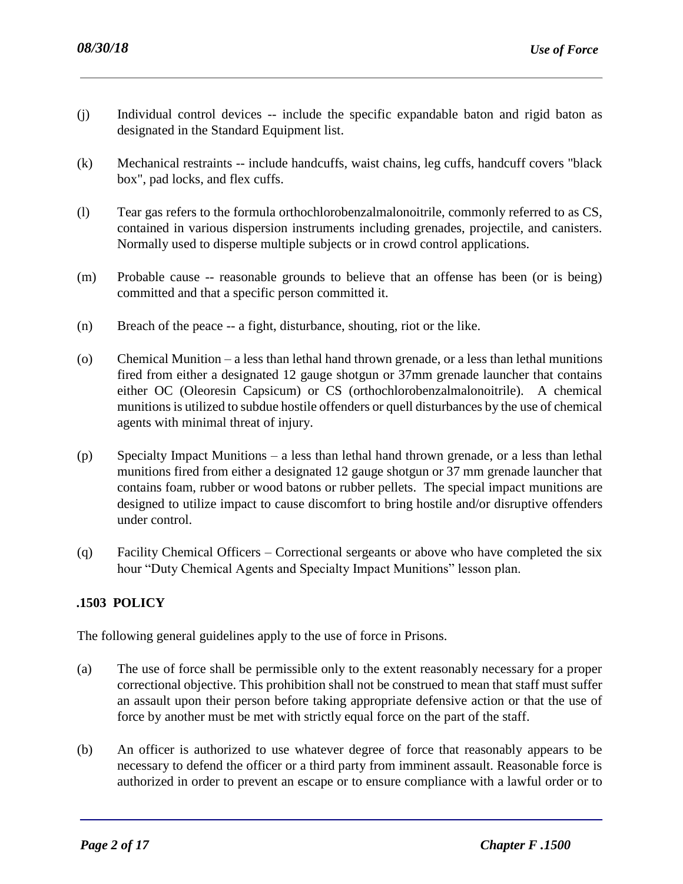(j) Individual control devices -- include the specific expandable baton and rigid baton as designated in the Standard Equipment list.

(k) Mechanical restraints -- include handcuffs, waist chains, leg cuffs, handcuff covers "black box", pad locks, and flex cuffs.

(l) Tear gas refers to the formula orthochlorobenzalmalonoitrile, commonly referred to as CS, contained in various dispersion instruments including grenades, projectile, and canisters. Normally used to disperse multiple subjects or in crowd control applications.

(m) Probable cause -- reasonable grounds to believe that an offense has been (or is being) committed and that a specific person committed it.

(n) Breach of the peace -- a fight, disturbance, shouting, riot or the like.

(o) Chemical Munition – a less than lethal hand thrown grenade, or a less than lethal munitions fired from either a designated 12 gauge shotgun or 37mm grenade launcher that contains either OC (Oleoresin Capsicum) or CS (orthochlorobenzalmalonoitrile). A chemical munitions is utilized to subdue hostile offenders or quell disturbances by the use of chemical agents with minimal threat of injury.

(p) Specialty Impact Munitions – a less than lethal hand thrown grenade, or a less than lethal munitions fired from either a designated 12 gauge shotgun or 37 mm grenade launcher that contains foam, rubber or wood batons or rubber pellets. The special impact munitions are designed to utilize impact to cause discomfort to bring hostile and/or disruptive offenders under control.

(q) Facility Chemical Officers – Correctional sergeants or above who have completed the six hour "Duty Chemical Agents and Specialty Impact Munitions" lesson plan.

## .1503 POLICY

The following general guidelines apply to the use of force in Prisons.

(a) The use of force shall be permissible only to the extent reasonably necessary for a proper correctional objective. This prohibition shall not be construed to mean that staff must suffer an assault upon their person before taking appropriate defensive action or that the use of force by another must be met with strictly equal force on the part of the staff.

(b) An officer is authorized to use whatever degree of force that reasonably appears to be necessary to defend the officer or a third party from imminent assault. Reasonable force is authorized in order to prevent an escape or to ensure compliance with a lawful order or to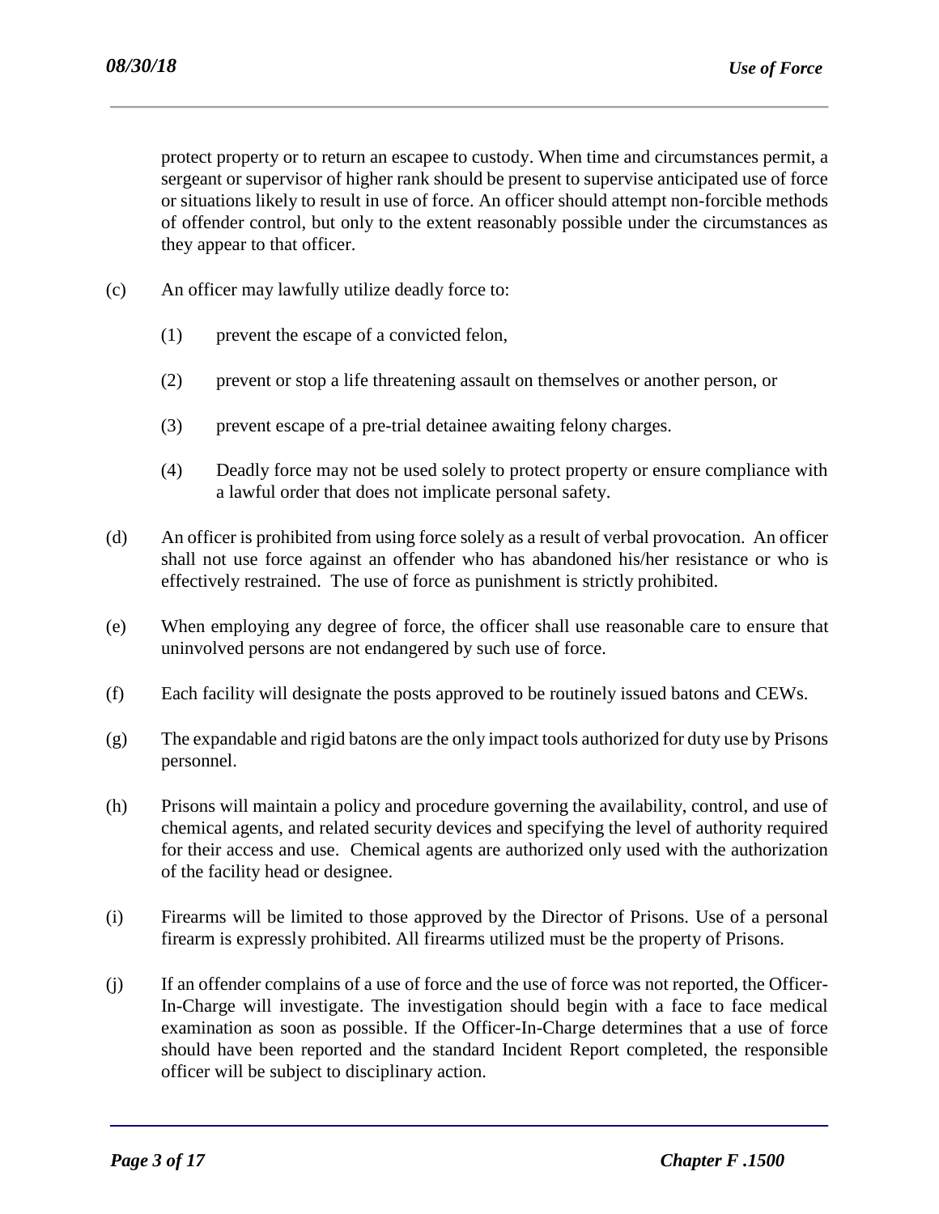protect property or to return an escapee to custody. When time and circumstances permit, a sergeant or supervisor of higher rank should be present to supervise anticipated use of force or situations likely to result in use of force. An officer should attempt non-forcible methods of offender control, but only to the extent reasonably possible under the circumstances as they appear to that officer.

(c) An officer may lawfully utilize deadly force to:

 (1) prevent the escape of a convicted felon,

 (2) prevent or stop a life threatening assault on themselves or another person, or

 (3) prevent escape of a pre-trial detainee awaiting felony charges.

 (4) Deadly force may not be used solely to protect property or ensure compliance with a lawful order that does not implicate personal safety.

(d) An officer is prohibited from using force solely as a result of verbal provocation. An officer shall not use force against an offender who has abandoned his/her resistance or who is effectively restrained. The use of force as punishment is strictly prohibited.

(e) When employing any degree of force, the officer shall use reasonable care to ensure that uninvolved persons are not endangered by such use of force.

(f) Each facility will designate the posts approved to be routinely issued batons and CEWs.

(g) The expandable and rigid batons are the only impact tools authorized for duty use by Prisons personnel.

(h) Prisons will maintain a policy and procedure governing the availability, control, and use of chemical agents, and related security devices and specifying the level of authority required for their access and use. Chemical agents are authorized only used with the authorization of the facility head or designee.

(i) Firearms will be limited to those approved by the Director of Prisons. Use of a personal firearm is expressly prohibited. All firearms utilized must be the property of Prisons.

(j) If an offender complains of a use of force and the use of force was not reported, the Officer-In-Charge will investigate. The investigation should begin with a face to face medical examination as soon as possible. If the Officer-In-Charge determines that a use of force should have been reported and the standard Incident Report completed, the responsible officer will be subject to disciplinary action.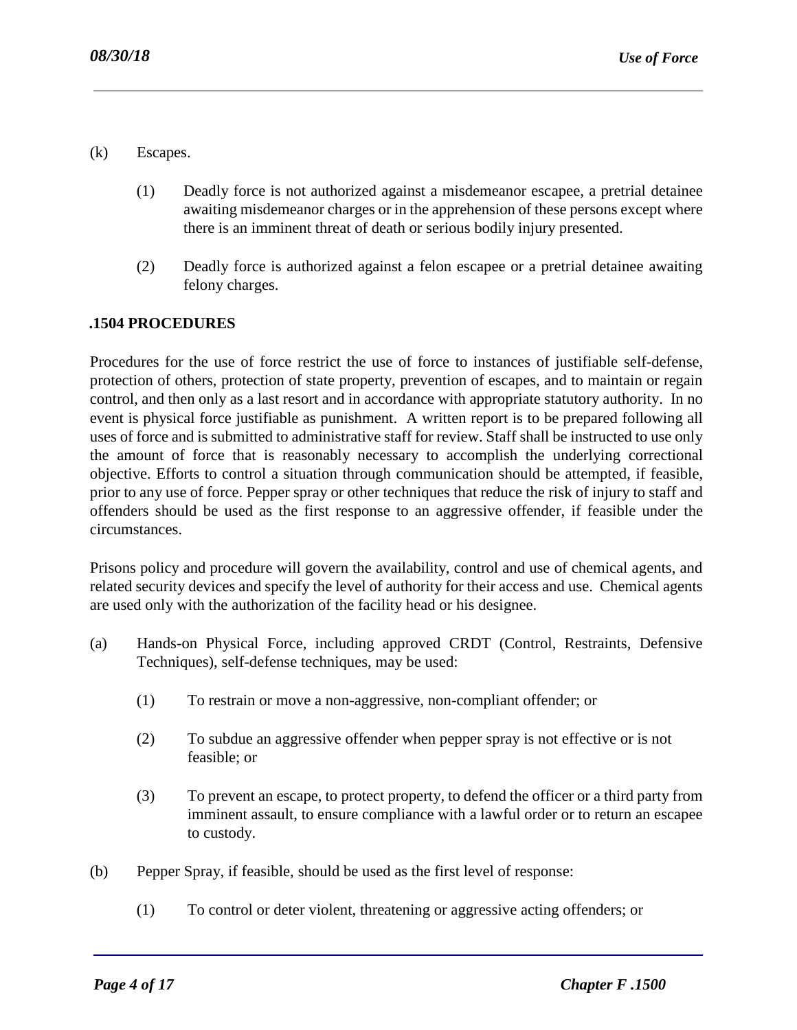(k) Escapes.

(1) Deadly force is not authorized against a misdemeanor escapee, a pretrial detainee awaiting misdemeanor charges or in the apprehension of these persons except where there is an imminent threat of death or serious bodily injury presented.

(2) Deadly force is authorized against a felon escapee or a pretrial detainee awaiting felony charges.

## .1504 PROCEDURES

Procedures for the use of force restrict the use of force to instances of justifiable self-defense, protection of others, protection of state property, prevention of escapes, and to maintain or regain control, and then only as a last resort and in accordance with appropriate statutory authority. In no event is physical force justifiable as punishment. A written report is to be prepared following all uses of force and is submitted to administrative staff for review. Staff shall be instructed to use only the amount of force that is reasonably necessary to accomplish the underlying correctional objective. Efforts to control a situation through communication should be attempted, if feasible, prior to any use of force. Pepper spray or other techniques that reduce the risk of injury to staff and offenders should be used as the first response to an aggressive offender, if feasible under the circumstances.

Prisons policy and procedure will govern the availability, control and use of chemical agents, and related security devices and specify the level of authority for their access and use. Chemical agents are used only with the authorization of the facility head or his designee.

(a) Hands-on Physical Force, including approved CRDT (Control, Restraints, Defensive Techniques), self-defense techniques, may be used:

(1) To restrain or move a non-aggressive, non-compliant offender; or

(2) To subdue an aggressive offender when pepper spray is not effective or is not feasible; or

(3) To prevent an escape, to protect property, to defend the officer or a third party from imminent assault, to ensure compliance with a lawful order or to return an escapee to custody.

(b) Pepper Spray, if feasible, should be used as the first level of response:

(1) To control or deter violent, threatening or aggressive acting offenders; or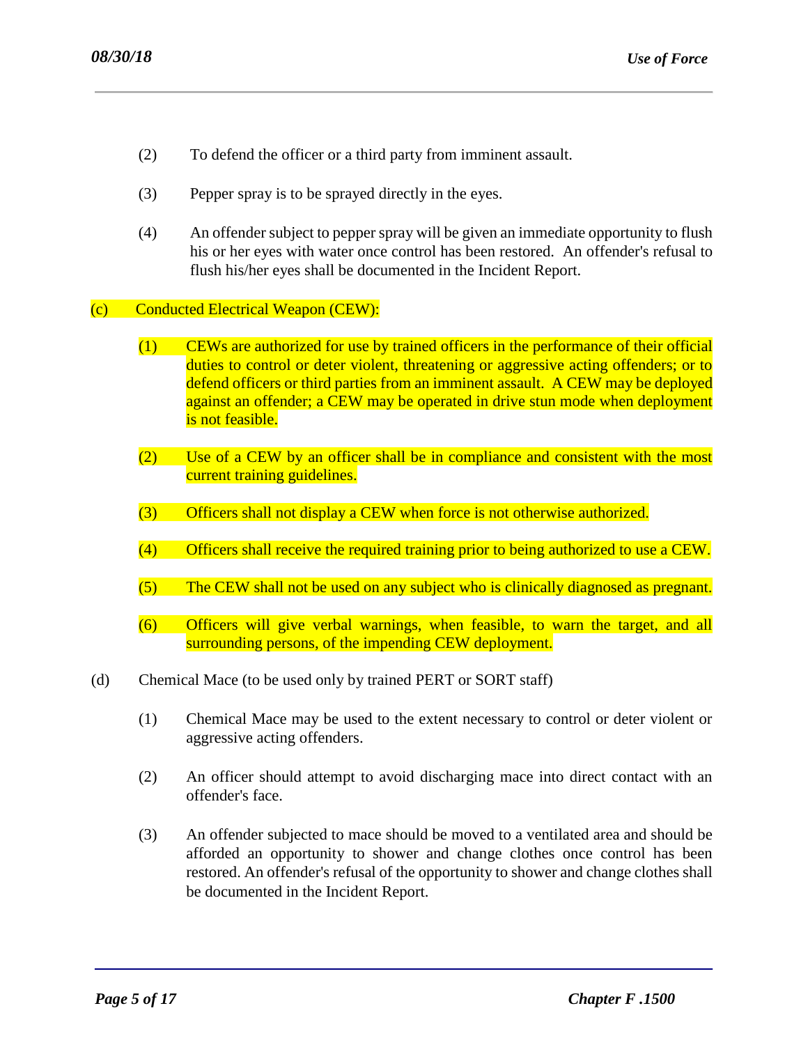(2) To defend the officer or a third party from imminent assault.

(3) Pepper spray is to be sprayed directly in the eyes.

(4) An offender subject to pepper spray will be given an immediate opportunity to flush his or her eyes with water once control has been restored. An offender's refusal to flush his/her eyes shall be documented in the Incident Report.

(c) Conducted Electrical Weapon (CEW):

(1) CEWs are authorized for use by trained officers in the performance of their official duties to control or deter violent, threatening or aggressive acting offenders; or to defend officers or third parties from an imminent assault. A CEW may be deployed against an offender; a CEW may be operated in drive stun mode when deployment is not feasible.

(2) Use of a CEW by an officer shall be in compliance and consistent with the most current training guidelines.

(3) Officers shall not display a CEW when force is not otherwise authorized.

(4) Officers shall receive the required training prior to being authorized to use a CEW.

(5) The CEW shall not be used on any subject who is clinically diagnosed as pregnant.

(6) Officers will give verbal warnings, when feasible, to warn the target, and all surrounding persons, of the impending CEW deployment.

(d) Chemical Mace (to be used only by trained PERT or SORT staff)

(1) Chemical Mace may be used to the extent necessary to control or deter violent or aggressive acting offenders.

(2) An officer should attempt to avoid discharging mace into direct contact with an offender's face.

(3) An offender subjected to mace should be moved to a ventilated area and should be afforded an opportunity to shower and change clothes once control has been restored. An offender's refusal of the opportunity to shower and change clothes shall be documented in the Incident Report.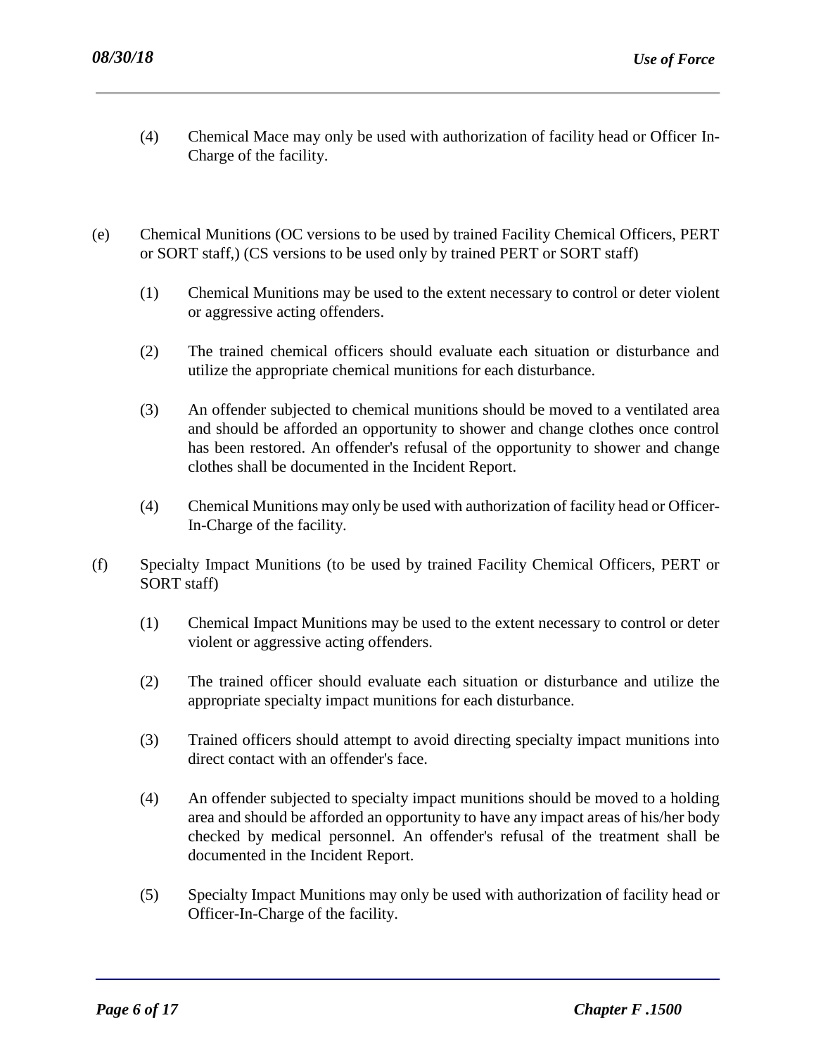(4) Chemical Mace may only be used with authorization of facility head or Officer In-Charge of the facility.

(e) Chemical Munitions (OC versions to be used by trained Facility Chemical Officers, PERT or SORT staff,) (CS versions to be used only by trained PERT or SORT staff)

(1) Chemical Munitions may be used to the extent necessary to control or deter violent or aggressive acting offenders.

(2) The trained chemical officers should evaluate each situation or disturbance and utilize the appropriate chemical munitions for each disturbance.

(3) An offender subjected to chemical munitions should be moved to a ventilated area and should be afforded an opportunity to shower and change clothes once control has been restored. An offender's refusal of the opportunity to shower and change clothes shall be documented in the Incident Report.

(4) Chemical Munitions may only be used with authorization of facility head or Officer-In-Charge of the facility.

(f) Specialty Impact Munitions (to be used by trained Facility Chemical Officers, PERT or SORT staff)

(1) Chemical Impact Munitions may be used to the extent necessary to control or deter violent or aggressive acting offenders.

(2) The trained officer should evaluate each situation or disturbance and utilize the appropriate specialty impact munitions for each disturbance.

(3) Trained officers should attempt to avoid directing specialty impact munitions into direct contact with an offender's face.

(4) An offender subjected to specialty impact munitions should be moved to a holding area and should be afforded an opportunity to have any impact areas of his/her body checked by medical personnel. An offender's refusal of the treatment shall be documented in the Incident Report.

(5) Specialty Impact Munitions may only be used with authorization of facility head or Officer-In-Charge of the facility.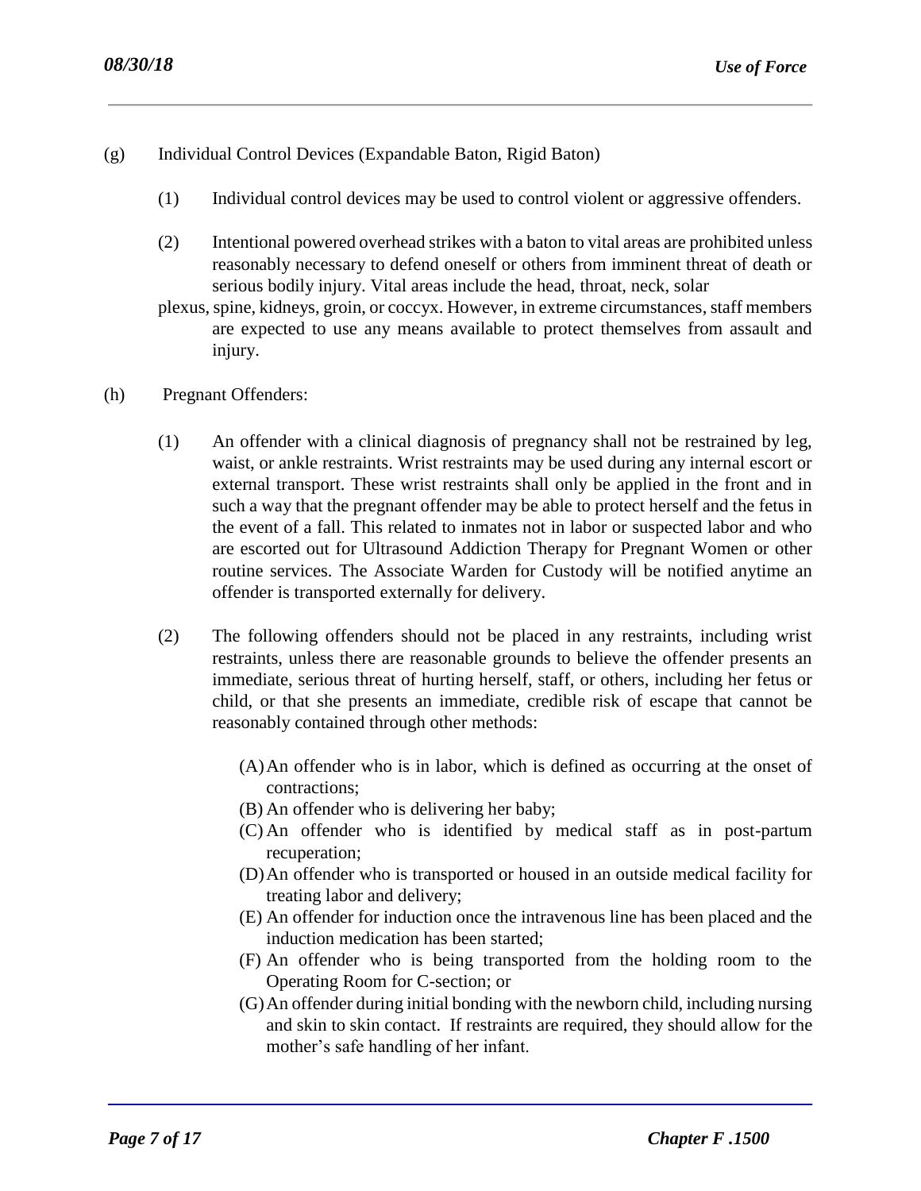(g) Individual Control Devices (Expandable Baton, Rigid Baton)

(1) Individual control devices may be used to control violent or aggressive offenders.

(2) Intentional powered overhead strikes with a baton to vital areas are prohibited unless reasonably necessary to defend oneself or others from imminent threat of death or serious bodily injury. Vital areas include the head, throat, neck, solar plexus, spine, kidneys, groin, or coccyx. However, in extreme circumstances, staff members are expected to use any means available to protect themselves from assault and injury.

(h) Pregnant Offenders:

(1) An offender with a clinical diagnosis of pregnancy shall not be restrained by leg, waist, or ankle restraints. Wrist restraints may be used during any internal escort or external transport. These wrist restraints shall only be applied in the front and in such a way that the pregnant offender may be able to protect herself and the fetus in the event of a fall. This related to inmates not in labor or suspected labor and who are escorted out for Ultrasound Addiction Therapy for Pregnant Women or other routine services. The Associate Warden for Custody will be notified anytime an offender is transported externally for delivery.

(2) The following offenders should not be placed in any restraints, including wrist restraints, unless there are reasonable grounds to believe the offender presents an immediate, serious threat of hurting herself, staff, or others, including her fetus or child, or that she presents an immediate, credible risk of escape that cannot be reasonably contained through other methods:

(A) An offender who is in labor, which is defined as occurring at the onset of contractions;
(B) An offender who is delivering her baby;
(C) An offender who is identified by medical staff as in post-partum recuperation;
(D) An offender who is transported or housed in an outside medical facility for treating labor and delivery;
(E) An offender for induction once the intravenous line has been placed and the induction medication has been started;
(F) An offender who is being transported from the holding room to the Operating Room for C-section; or
(G) An offender during initial bonding with the newborn child, including nursing and skin to skin contact. If restraints are required, they should allow for the mother's safe handling of her infant.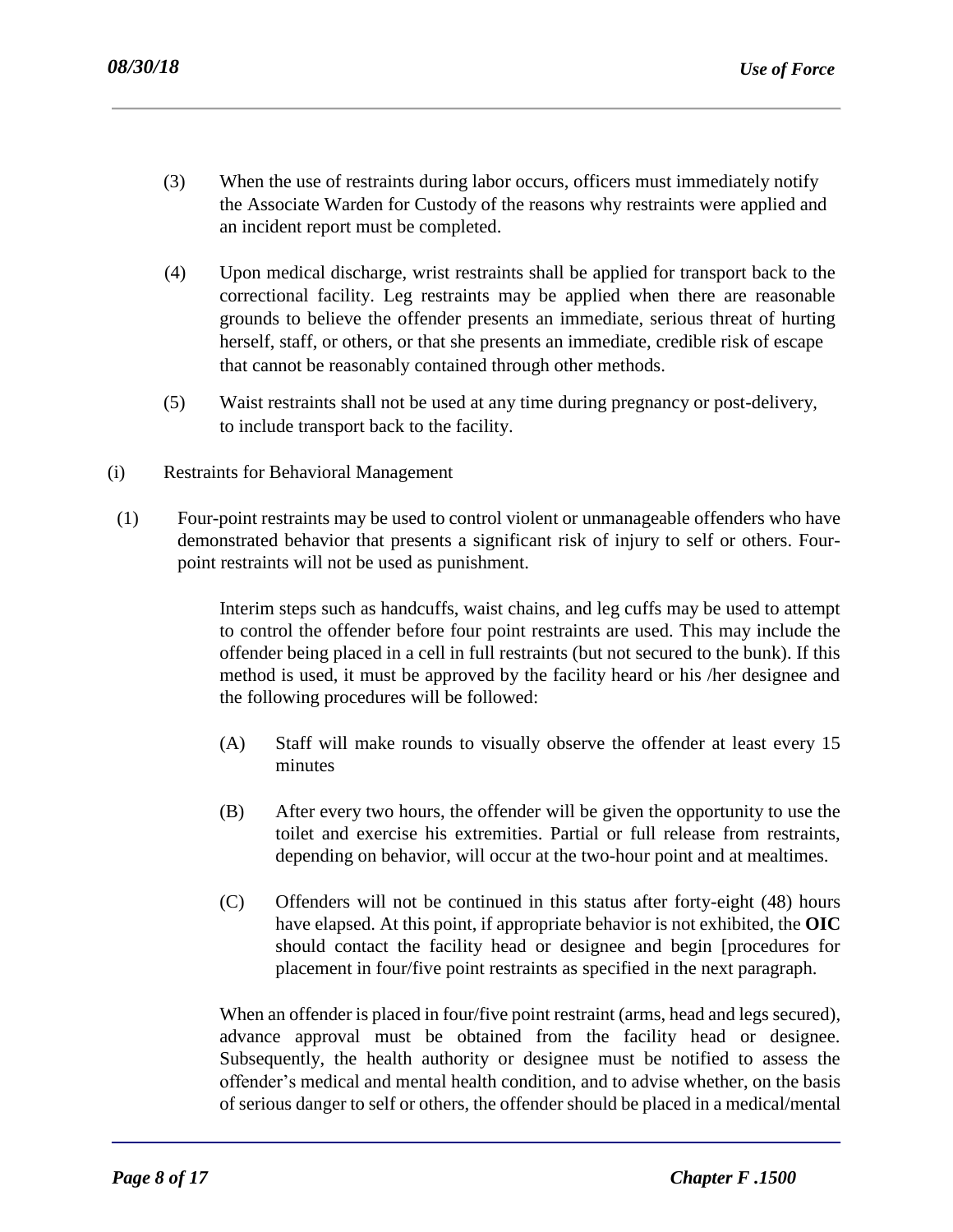(3) When the use of restraints during labor occurs, officers must immediately notify the Associate Warden for Custody of the reasons why restraints were applied and an incident report must be completed.

(4) Upon medical discharge, wrist restraints shall be applied for transport back to the correctional facility. Leg restraints may be applied when there are reasonable grounds to believe the offender presents an immediate, serious threat of hurting herself, staff, or others, or that she presents an immediate, credible risk of escape that cannot be reasonably contained through other methods.

(5) Waist restraints shall not be used at any time during pregnancy or post-delivery, to include transport back to the facility.

(i) Restraints for Behavioral Management

(1) Four-point restraints may be used to control violent or unmanageable offenders who have demonstrated behavior that presents a significant risk of injury to self or others. Four-point restraints will not be used as punishment.

Interim steps such as handcuffs, waist chains, and leg cuffs may be used to attempt to control the offender before four point restraints are used. This may include the offender being placed in a cell in full restraints (but not secured to the bunk). If this method is used, it must be approved by the facility heard or his /her designee and the following procedures will be followed:

(A) Staff will make rounds to visually observe the offender at least every 15 minutes

(B) After every two hours, the offender will be given the opportunity to use the toilet and exercise his extremities. Partial or full release from restraints, depending on behavior, will occur at the two-hour point and at mealtimes.

(C) Offenders will not be continued in this status after forty-eight (48) hours have elapsed. At this point, if appropriate behavior is not exhibited, the **OIC** should contact the facility head or designee and begin [procedures for placement in four/five point restraints as specified in the next paragraph.

When an offender is placed in four/five point restraint (arms, head and legs secured), advance approval must be obtained from the facility head or designee. Subsequently, the health authority or designee must be notified to assess the offender's medical and mental health condition, and to advise whether, on the basis of serious danger to self or others, the offender should be placed in a medical/mental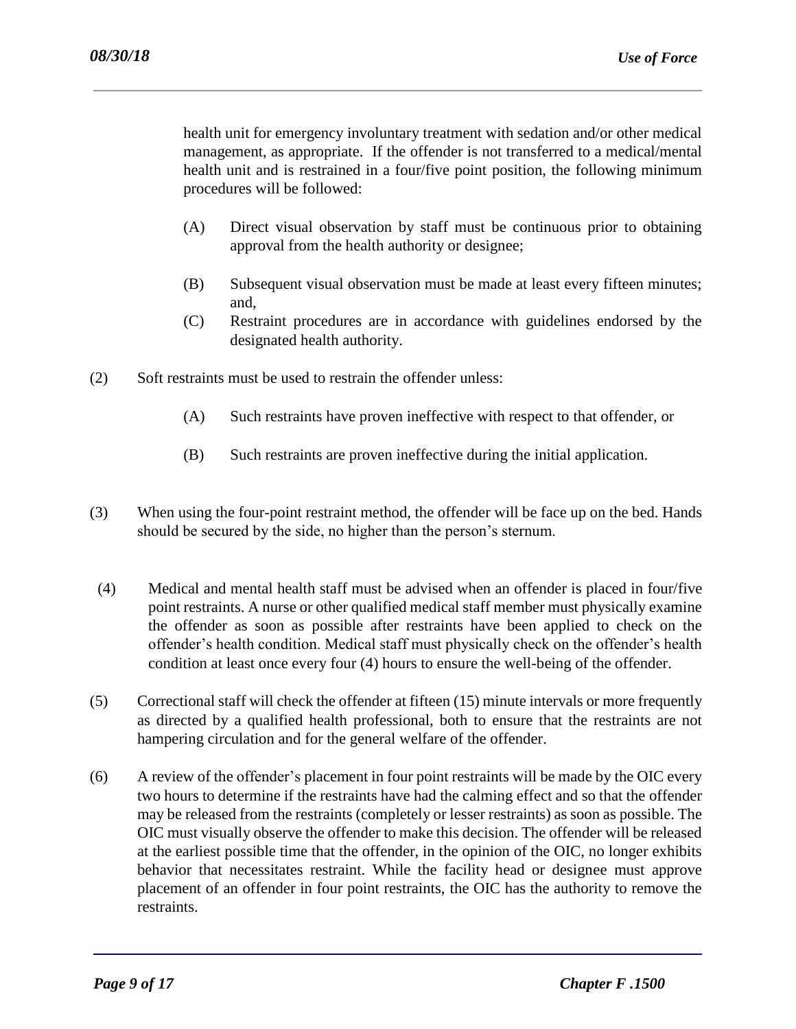health unit for emergency involuntary treatment with sedation and/or other medical management, as appropriate. If the offender is not transferred to a medical/mental health unit and is restrained in a four/five point position, the following minimum procedures will be followed:

(A) Direct visual observation by staff must be continuous prior to obtaining approval from the health authority or designee;

(B) Subsequent visual observation must be made at least every fifteen minutes; and,

(C) Restraint procedures are in accordance with guidelines endorsed by the designated health authority.

(2) Soft restraints must be used to restrain the offender unless:

(A) Such restraints have proven ineffective with respect to that offender, or

(B) Such restraints are proven ineffective during the initial application.

(3) When using the four-point restraint method, the offender will be face up on the bed. Hands should be secured by the side, no higher than the person's sternum.

(4) Medical and mental health staff must be advised when an offender is placed in four/five point restraints. A nurse or other qualified medical staff member must physically examine the offender as soon as possible after restraints have been applied to check on the offender's health condition. Medical staff must physically check on the offender's health condition at least once every four (4) hours to ensure the well-being of the offender.

(5) Correctional staff will check the offender at fifteen (15) minute intervals or more frequently as directed by a qualified health professional, both to ensure that the restraints are not hampering circulation and for the general welfare of the offender.

(6) A review of the offender's placement in four point restraints will be made by the OIC every two hours to determine if the restraints have had the calming effect and so that the offender may be released from the restraints (completely or lesser restraints) as soon as possible. The OIC must visually observe the offender to make this decision. The offender will be released at the earliest possible time that the offender, in the opinion of the OIC, no longer exhibits behavior that necessitates restraint. While the facility head or designee must approve placement of an offender in four point restraints, the OIC has the authority to remove the restraints.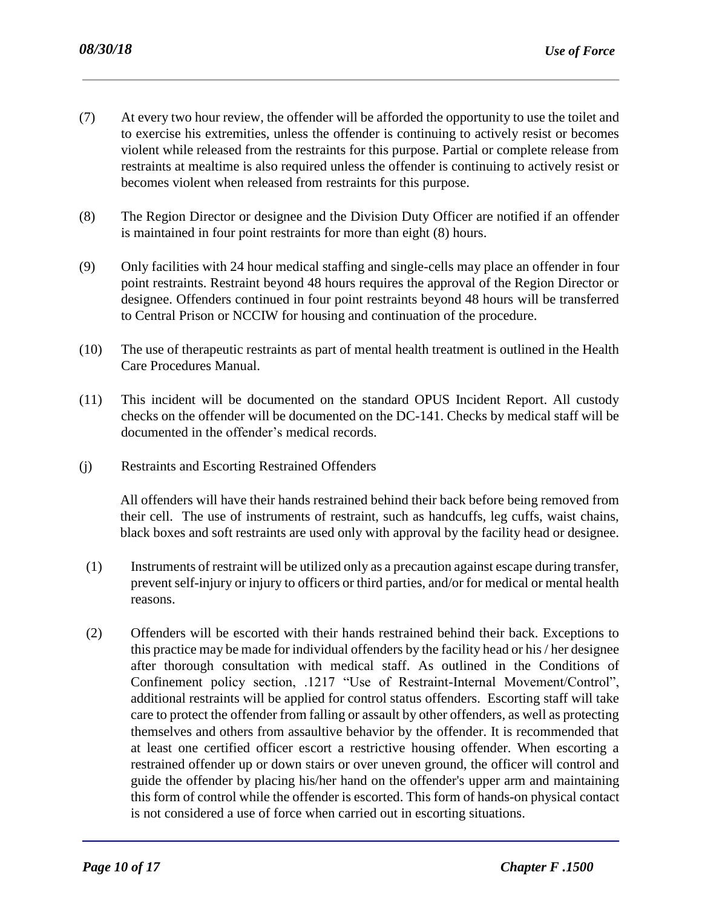(7) At every two hour review, the offender will be afforded the opportunity to use the toilet and to exercise his extremities, unless the offender is continuing to actively resist or becomes violent while released from the restraints for this purpose. Partial or complete release from restraints at mealtime is also required unless the offender is continuing to actively resist or becomes violent when released from restraints for this purpose.

(8) The Region Director or designee and the Division Duty Officer are notified if an offender is maintained in four point restraints for more than eight (8) hours.

(9) Only facilities with 24 hour medical staffing and single-cells may place an offender in four point restraints. Restraint beyond 48 hours requires the approval of the Region Director or designee. Offenders continued in four point restraints beyond 48 hours will be transferred to Central Prison or NCCIW for housing and continuation of the procedure.

(10) The use of therapeutic restraints as part of mental health treatment is outlined in the Health Care Procedures Manual.

(11) This incident will be documented on the standard OPUS Incident Report. All custody checks on the offender will be documented on the DC-141. Checks by medical staff will be documented in the offender's medical records.

(j) Restraints and Escorting Restrained Offenders

All offenders will have their hands restrained behind their back before being removed from their cell. The use of instruments of restraint, such as handcuffs, leg cuffs, waist chains, black boxes and soft restraints are used only with approval by the facility head or designee.

(1) Instruments of restraint will be utilized only as a precaution against escape during transfer, prevent self-injury or injury to officers or third parties, and/or for medical or mental health reasons.

(2) Offenders will be escorted with their hands restrained behind their back. Exceptions to this practice may be made for individual offenders by the facility head or his / her designee after thorough consultation with medical staff. As outlined in the Conditions of Confinement policy section, .1217 "Use of Restraint-Internal Movement/Control", additional restraints will be applied for control status offenders. Escorting staff will take care to protect the offender from falling or assault by other offenders, as well as protecting themselves and others from assaultive behavior by the offender. It is recommended that at least one certified officer escort a restrictive housing offender. When escorting a restrained offender up or down stairs or over uneven ground, the officer will control and guide the offender by placing his/her hand on the offender's upper arm and maintaining this form of control while the offender is escorted. This form of hands-on physical contact is not considered a use of force when carried out in escorting situations.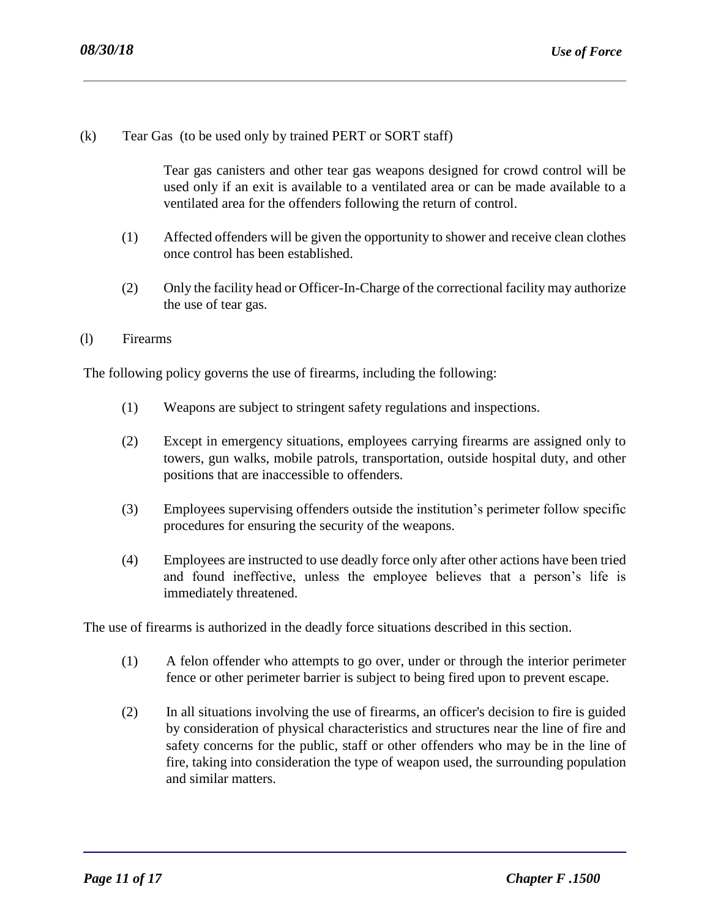(k) Tear Gas (to be used only by trained PERT or SORT staff)

Tear gas canisters and other tear gas weapons designed for crowd control will be used only if an exit is available to a ventilated area or can be made available to a ventilated area for the offenders following the return of control.

(1) Affected offenders will be given the opportunity to shower and receive clean clothes once control has been established.

(2) Only the facility head or Officer-In-Charge of the correctional facility may authorize the use of tear gas.

(l) Firearms

The following policy governs the use of firearms, including the following:

(1) Weapons are subject to stringent safety regulations and inspections.

(2) Except in emergency situations, employees carrying firearms are assigned only to towers, gun walks, mobile patrols, transportation, outside hospital duty, and other positions that are inaccessible to offenders.

(3) Employees supervising offenders outside the institution's perimeter follow specific procedures for ensuring the security of the weapons.

(4) Employees are instructed to use deadly force only after other actions have been tried and found ineffective, unless the employee believes that a person's life is immediately threatened.

The use of firearms is authorized in the deadly force situations described in this section.

(1) A felon offender who attempts to go over, under or through the interior perimeter fence or other perimeter barrier is subject to being fired upon to prevent escape.

(2) In all situations involving the use of firearms, an officer's decision to fire is guided by consideration of physical characteristics and structures near the line of fire and safety concerns for the public, staff or other offenders who may be in the line of fire, taking into consideration the type of weapon used, the surrounding population and similar matters.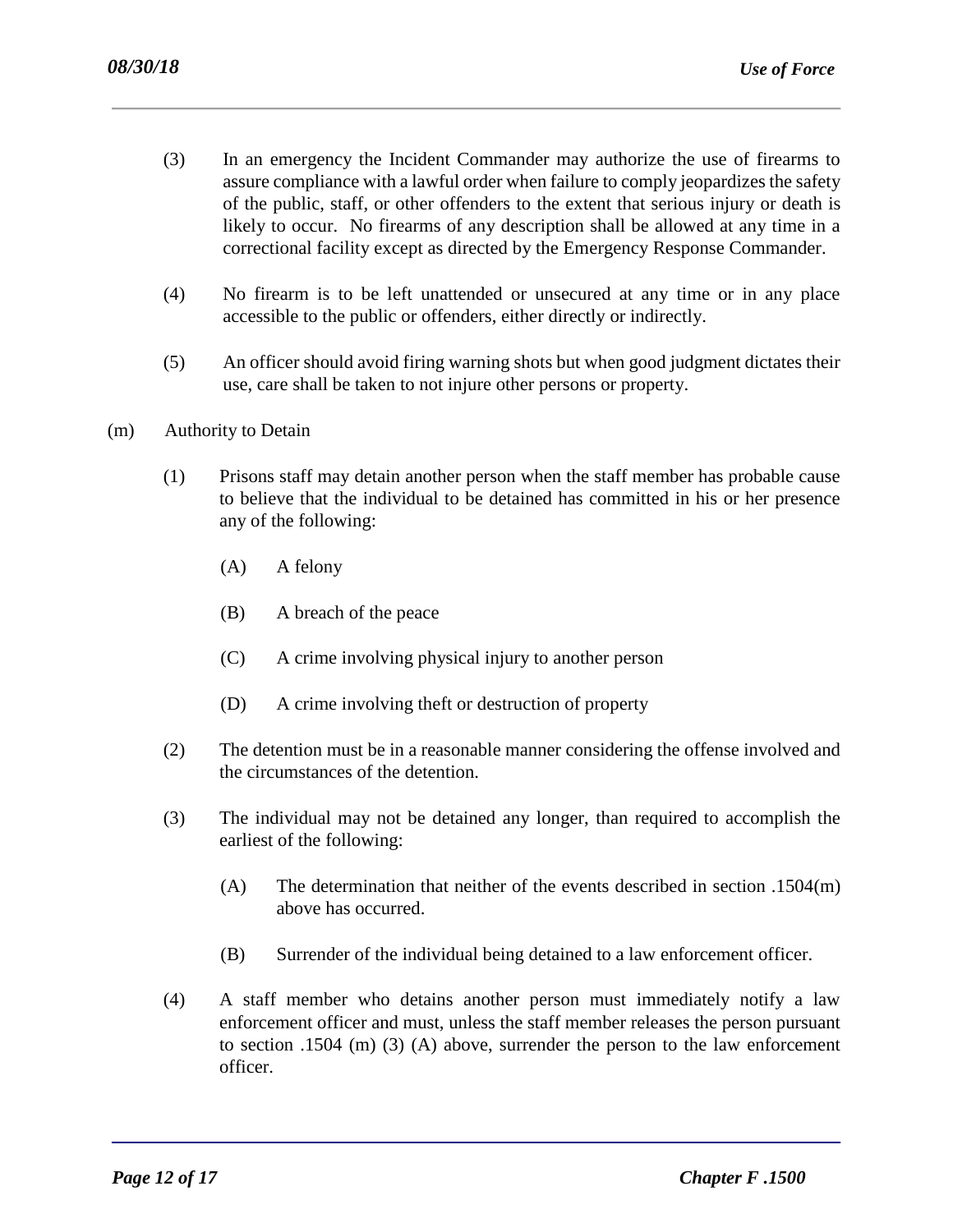(3) In an emergency the Incident Commander may authorize the use of firearms to assure compliance with a lawful order when failure to comply jeopardizes the safety of the public, staff, or other offenders to the extent that serious injury or death is likely to occur. No firearms of any description shall be allowed at any time in a correctional facility except as directed by the Emergency Response Commander.

(4) No firearm is to be left unattended or unsecured at any time or in any place accessible to the public or offenders, either directly or indirectly.

(5) An officer should avoid firing warning shots but when good judgment dictates their use, care shall be taken to not injure other persons or property.

(m) Authority to Detain

(1) Prisons staff may detain another person when the staff member has probable cause to believe that the individual to be detained has committed in his or her presence any of the following:

(A) A felony

(B) A breach of the peace

(C) A crime involving physical injury to another person

(D) A crime involving theft or destruction of property

(2) The detention must be in a reasonable manner considering the offense involved and the circumstances of the detention.

(3) The individual may not be detained any longer, than required to accomplish the earliest of the following:

(A) The determination that neither of the events described in section .1504(m) above has occurred.

(B) Surrender of the individual being detained to a law enforcement officer.

(4) A staff member who detains another person must immediately notify a law enforcement officer and must, unless the staff member releases the person pursuant to section .1504 (m) (3) (A) above, surrender the person to the law enforcement officer.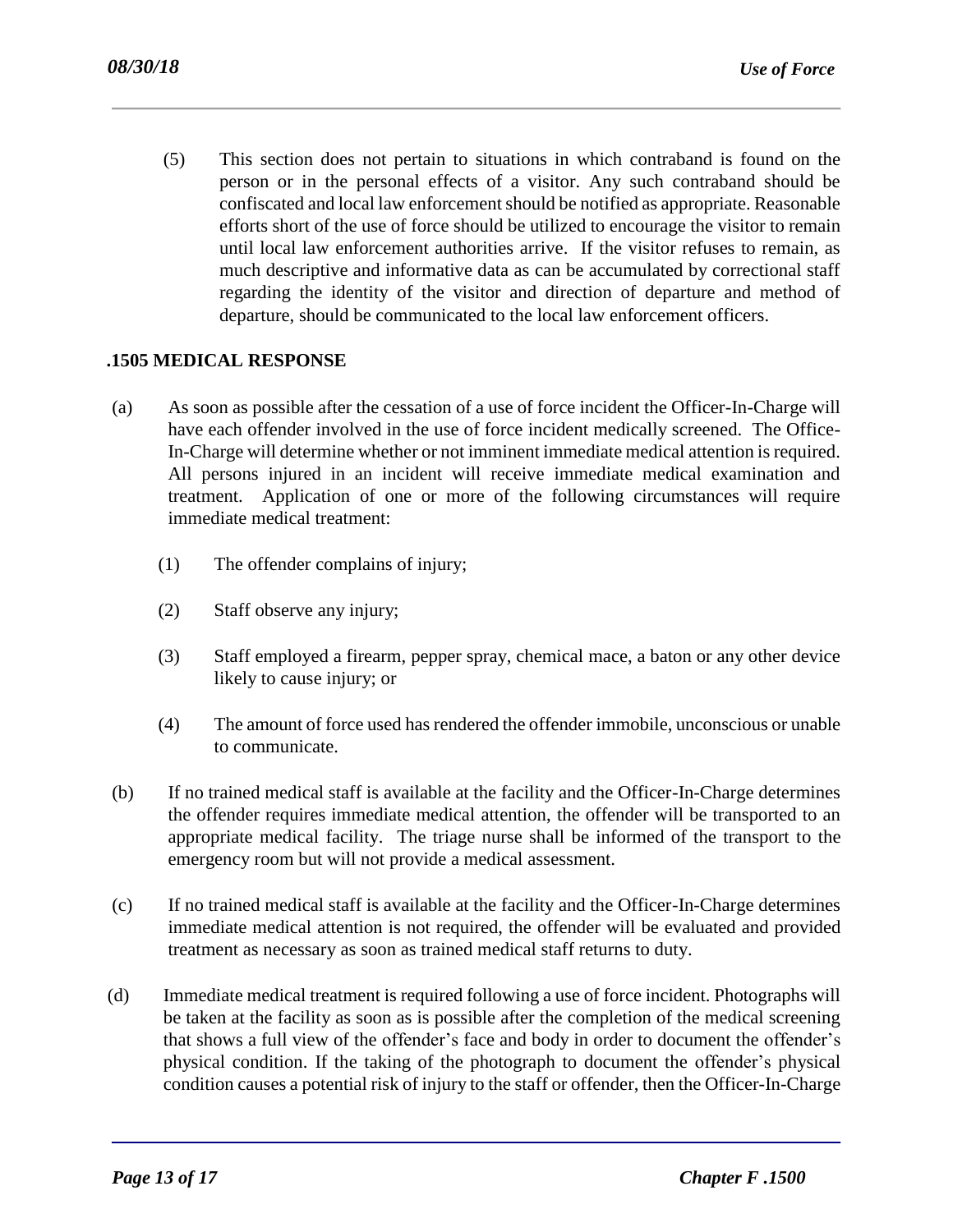(5) This section does not pertain to situations in which contraband is found on the person or in the personal effects of a visitor. Any such contraband should be confiscated and local law enforcement should be notified as appropriate. Reasonable efforts short of the use of force should be utilized to encourage the visitor to remain until local law enforcement authorities arrive. If the visitor refuses to remain, as much descriptive and informative data as can be accumulated by correctional staff regarding the identity of the visitor and direction of departure and method of departure, should be communicated to the local law enforcement officers.

## .1505 MEDICAL RESPONSE

(a) As soon as possible after the cessation of a use of force incident the Officer-In-Charge will have each offender involved in the use of force incident medically screened. The Office-In-Charge will determine whether or not imminent immediate medical attention is required. All persons injured in an incident will receive immediate medical examination and treatment. Application of one or more of the following circumstances will require immediate medical treatment:

(1) The offender complains of injury;

(2) Staff observe any injury;

(3) Staff employed a firearm, pepper spray, chemical mace, a baton or any other device likely to cause injury; or

(4) The amount of force used has rendered the offender immobile, unconscious or unable to communicate.

(b) If no trained medical staff is available at the facility and the Officer-In-Charge determines the offender requires immediate medical attention, the offender will be transported to an appropriate medical facility. The triage nurse shall be informed of the transport to the emergency room but will not provide a medical assessment.

(c) If no trained medical staff is available at the facility and the Officer-In-Charge determines immediate medical attention is not required, the offender will be evaluated and provided treatment as necessary as soon as trained medical staff returns to duty.

(d) Immediate medical treatment is required following a use of force incident. Photographs will be taken at the facility as soon as is possible after the completion of the medical screening that shows a full view of the offender's face and body in order to document the offender's physical condition. If the taking of the photograph to document the offender's physical condition causes a potential risk of injury to the staff or offender, then the Officer-In-Charge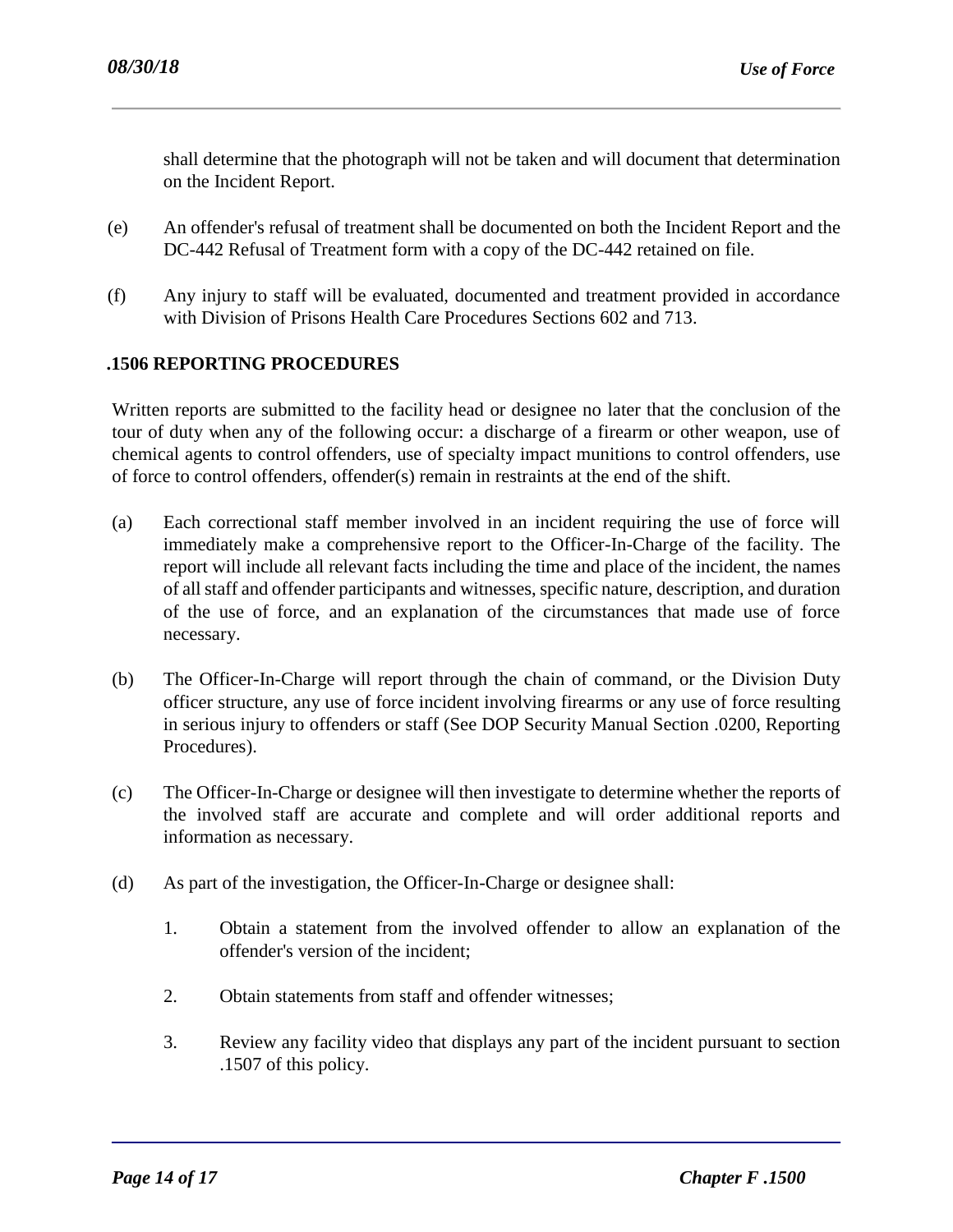shall determine that the photograph will not be taken and will document that determination on the Incident Report.

(e) An offender's refusal of treatment shall be documented on both the Incident Report and the DC-442 Refusal of Treatment form with a copy of the DC-442 retained on file.

(f) Any injury to staff will be evaluated, documented and treatment provided in accordance with Division of Prisons Health Care Procedures Sections 602 and 713.

## .1506 REPORTING PROCEDURES

Written reports are submitted to the facility head or designee no later that the conclusion of the tour of duty when any of the following occur: a discharge of a firearm or other weapon, use of chemical agents to control offenders, use of specialty impact munitions to control offenders, use of force to control offenders, offender(s) remain in restraints at the end of the shift.

(a) Each correctional staff member involved in an incident requiring the use of force will immediately make a comprehensive report to the Officer-In-Charge of the facility. The report will include all relevant facts including the time and place of the incident, the names of all staff and offender participants and witnesses, specific nature, description, and duration of the use of force, and an explanation of the circumstances that made use of force necessary.

(b) The Officer-In-Charge will report through the chain of command, or the Division Duty officer structure, any use of force incident involving firearms or any use of force resulting in serious injury to offenders or staff (See DOP Security Manual Section .0200, Reporting Procedures).

(c) The Officer-In-Charge or designee will then investigate to determine whether the reports of the involved staff are accurate and complete and will order additional reports and information as necessary.

(d) As part of the investigation, the Officer-In-Charge or designee shall:

1. Obtain a statement from the involved offender to allow an explanation of the offender's version of the incident;

2. Obtain statements from staff and offender witnesses;

3. Review any facility video that displays any part of the incident pursuant to section .1507 of this policy.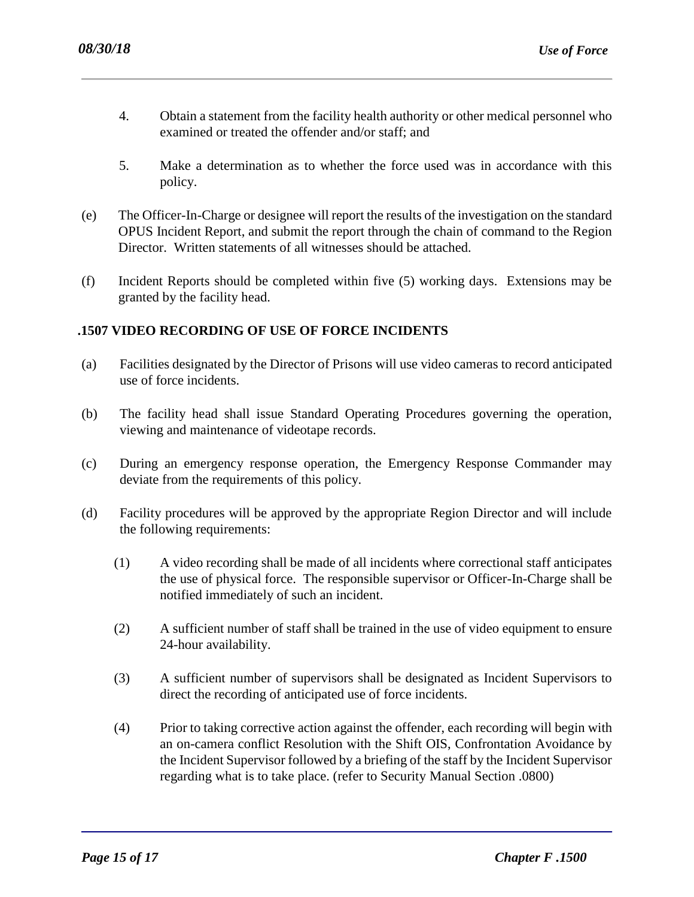4. Obtain a statement from the facility health authority or other medical personnel who examined or treated the offender and/or staff; and

5. Make a determination as to whether the force used was in accordance with this policy.

(e) The Officer-In-Charge or designee will report the results of the investigation on the standard OPUS Incident Report, and submit the report through the chain of command to the Region Director. Written statements of all witnesses should be attached.

(f) Incident Reports should be completed within five (5) working days. Extensions may be granted by the facility head.

## .1507 VIDEO RECORDING OF USE OF FORCE INCIDENTS

(a) Facilities designated by the Director of Prisons will use video cameras to record anticipated use of force incidents.

(b) The facility head shall issue Standard Operating Procedures governing the operation, viewing and maintenance of videotape records.

(c) During an emergency response operation, the Emergency Response Commander may deviate from the requirements of this policy.

(d) Facility procedures will be approved by the appropriate Region Director and will include the following requirements:

(1) A video recording shall be made of all incidents where correctional staff anticipates the use of physical force. The responsible supervisor or Officer-In-Charge shall be notified immediately of such an incident.

(2) A sufficient number of staff shall be trained in the use of video equipment to ensure 24-hour availability.

(3) A sufficient number of supervisors shall be designated as Incident Supervisors to direct the recording of anticipated use of force incidents.

(4) Prior to taking corrective action against the offender, each recording will begin with an on-camera conflict Resolution with the Shift OIS, Confrontation Avoidance by the Incident Supervisor followed by a briefing of the staff by the Incident Supervisor regarding what is to take place. (refer to Security Manual Section .0800)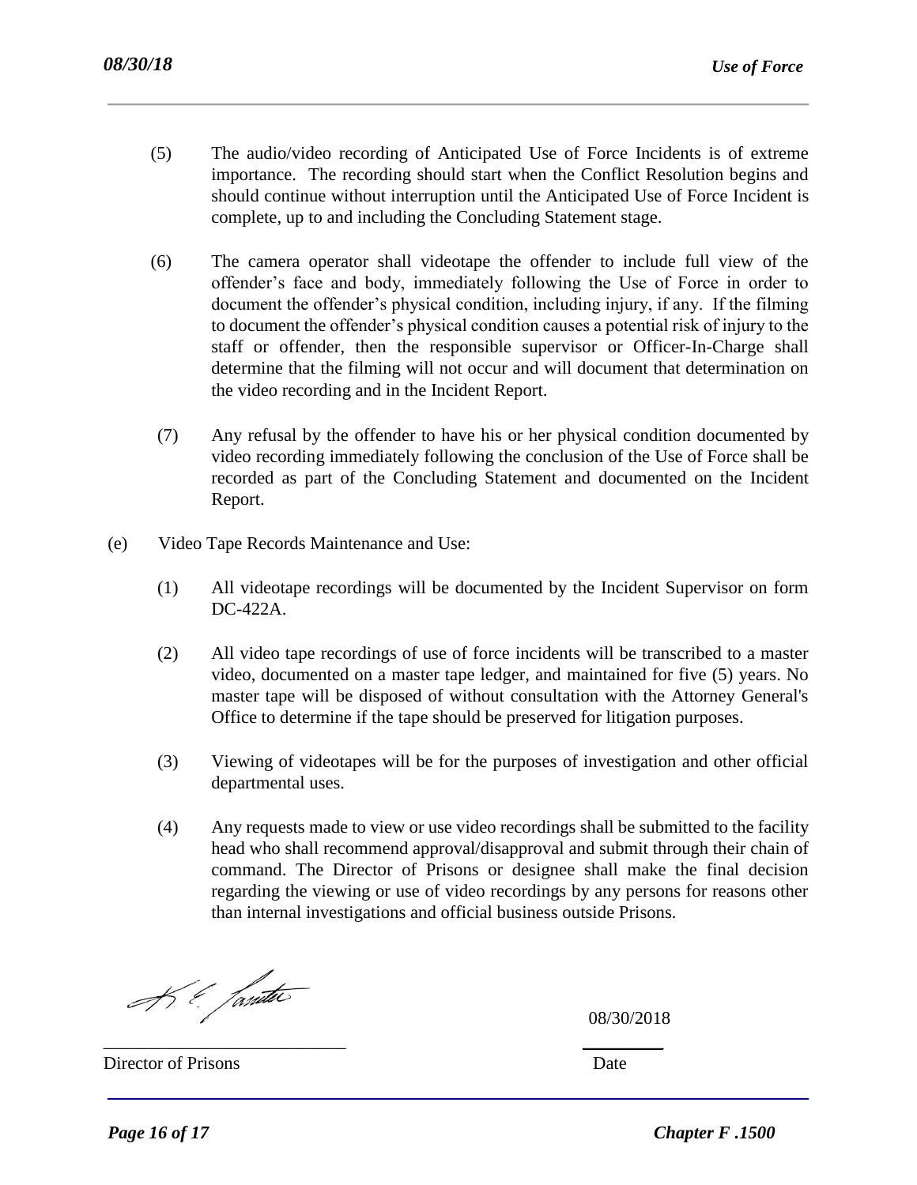(5) The audio/video recording of Anticipated Use of Force Incidents is of extreme importance. The recording should start when the Conflict Resolution begins and should continue without interruption until the Anticipated Use of Force Incident is complete, up to and including the Concluding Statement stage.

(6) The camera operator shall videotape the offender to include full view of the offender's face and body, immediately following the Use of Force in order to document the offender's physical condition, including injury, if any. If the filming to document the offender's physical condition causes a potential risk of injury to the staff or offender, then the responsible supervisor or Officer-In-Charge shall determine that the filming will not occur and will document that determination on the video recording and in the Incident Report.

(7) Any refusal by the offender to have his or her physical condition documented by video recording immediately following the conclusion of the Use of Force shall be recorded as part of the Concluding Statement and documented on the Incident Report.

(e) Video Tape Records Maintenance and Use:

(1) All videotape recordings will be documented by the Incident Supervisor on form DC-422A.

(2) All video tape recordings of use of force incidents will be transcribed to a master video, documented on a master tape ledger, and maintained for five (5) years. No master tape will be disposed of without consultation with the Attorney General's Office to determine if the tape should be preserved for litigation purposes.

(3) Viewing of videotapes will be for the purposes of investigation and other official departmental uses.

(4) Any requests made to view or use video recordings shall be submitted to the facility head who shall recommend approval/disapproval and submit through their chain of command. The Director of Prisons or designee shall make the final decision regarding the viewing or use of video recordings by any persons for reasons other than internal investigations and official business outside Prisons.

_________________________ 08/30/2018

Director of Prisons Date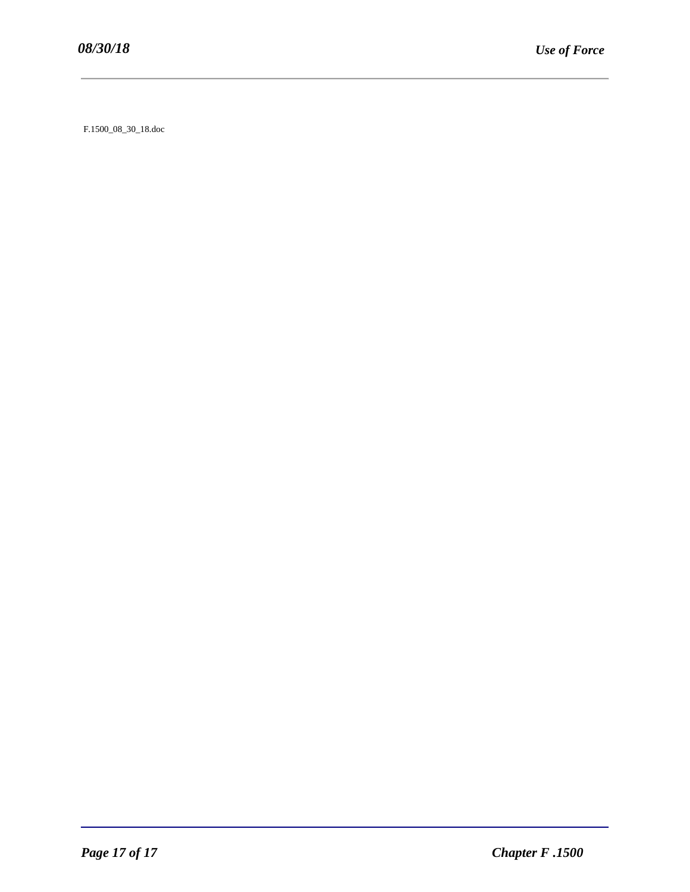F.1500_08_30_18.doc